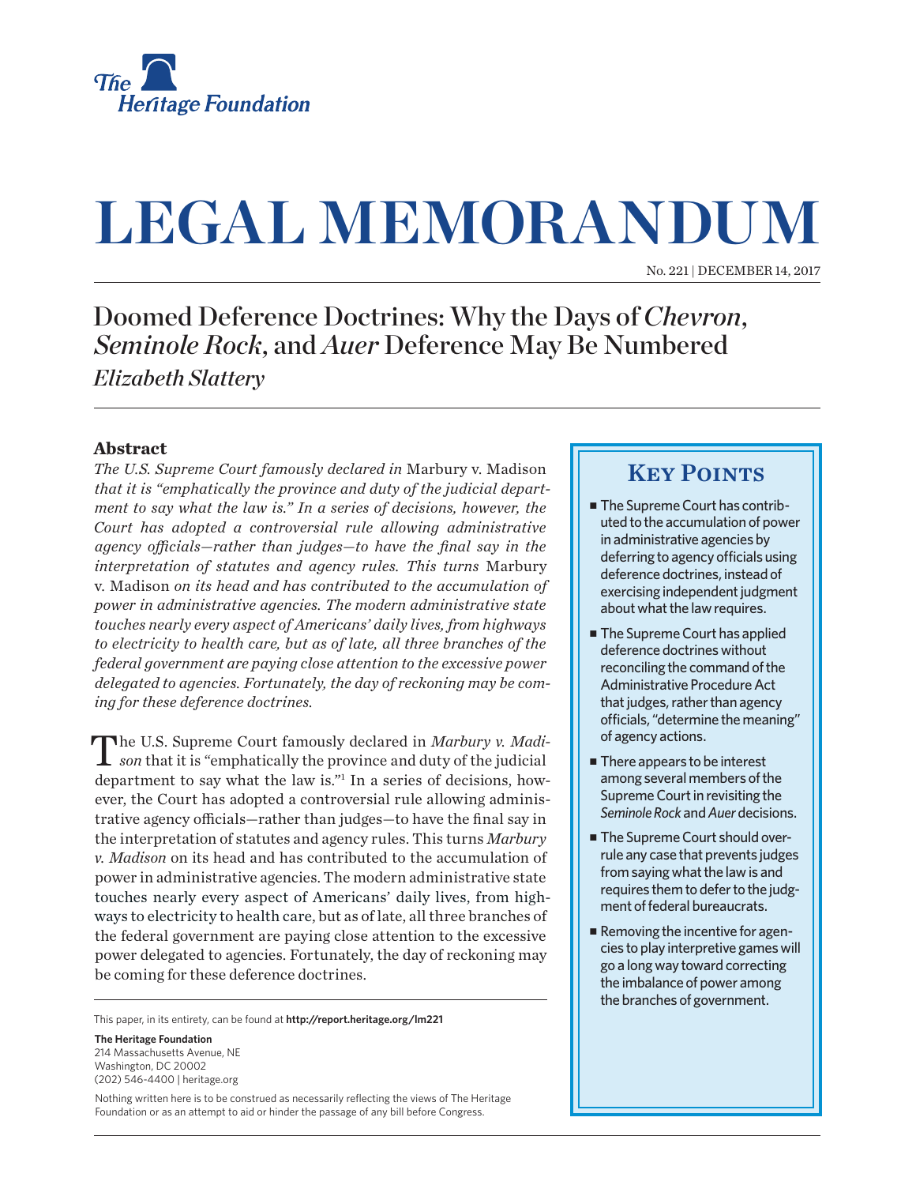# LEGAL MEMORANDUM

No. 221 | DECEMBER 14, 2017

## Doomed Deference Doctrines: Why the Days of *Chevron*, *Seminole Rock*, and *Auer* Deference May Be Numbered

*Elizabeth Slattery*

### Abstract

*The U.S. Supreme Court famously declared in* Marbury v. Madison *that it is "emphatically the province and duty of the judicial department to say what the law is." In a series of decisions, however, the Court has adopted a controversial rule allowing administrative agency officials—rather than judges—to have the final say in the interpretation of statutes and agency rules. This turns* Marbury v. Madison *on its head and has contributed to the accumulation of power in administrative agencies. The modern administrative state touches nearly every aspect of Americans' daily lives, from highways to electricity to health care, but as of late, all three branches of the federal government are paying close attention to the excessive power delegated to agencies. Fortunately, the day of reckoning may be coming for these deference doctrines.*

The U.S. Supreme Court famously declared in *Marbury v. Madison* that it is "emphatically the province and duty of the judicial department to say what the law is."[1] In a series of decisions, however, the Court has adopted a controversial rule allowing administrative agency officials—rather than judges—to have the final say in the interpretation of statutes and agency rules. This turns *Marbury v. Madison* on its head and has contributed to the accumulation of power in administrative agencies. The modern administrative state touches nearly every aspect of Americans' daily lives, from highways to electricity to health care, but as of late, all three branches of the federal government are paying close attention to the excessive power delegated to agencies. Fortunately, the day of reckoning may be coming for these deference doctrines.

### Key Points

- The Supreme Court has contributed to the accumulation of power in administrative agencies by deferring to agency officials using deference doctrines, instead of exercising independent judgment about what the law requires.
- The Supreme Court has applied deference doctrines without reconciling the command of the Administrative Procedure Act that judges, rather than agency officials, "determine the meaning" of agency actions.
- There appears to be interest among several members of the Supreme Court in revisiting the *Seminole Rock* and *Auer* decisions.
- The Supreme Court should overrule any case that prevents judges from saying what the law is and requires them to defer to the judgment of federal bureaucrats.
- Removing the incentive for agencies to play interpretive games will go a long way toward correcting the imbalance of power among the branches of government.

This paper, in its entirety, can be found at **http://report.heritage.org/lm221**

**The Heritage Foundation**
214 Massachusetts Avenue, NE
Washington, DC 20002
(202) 546-4400 | heritage.org

Nothing written here is to be construed as necessarily reflecting the views of The Heritage Foundation or as an attempt to aid or hinder the passage of any bill before Congress.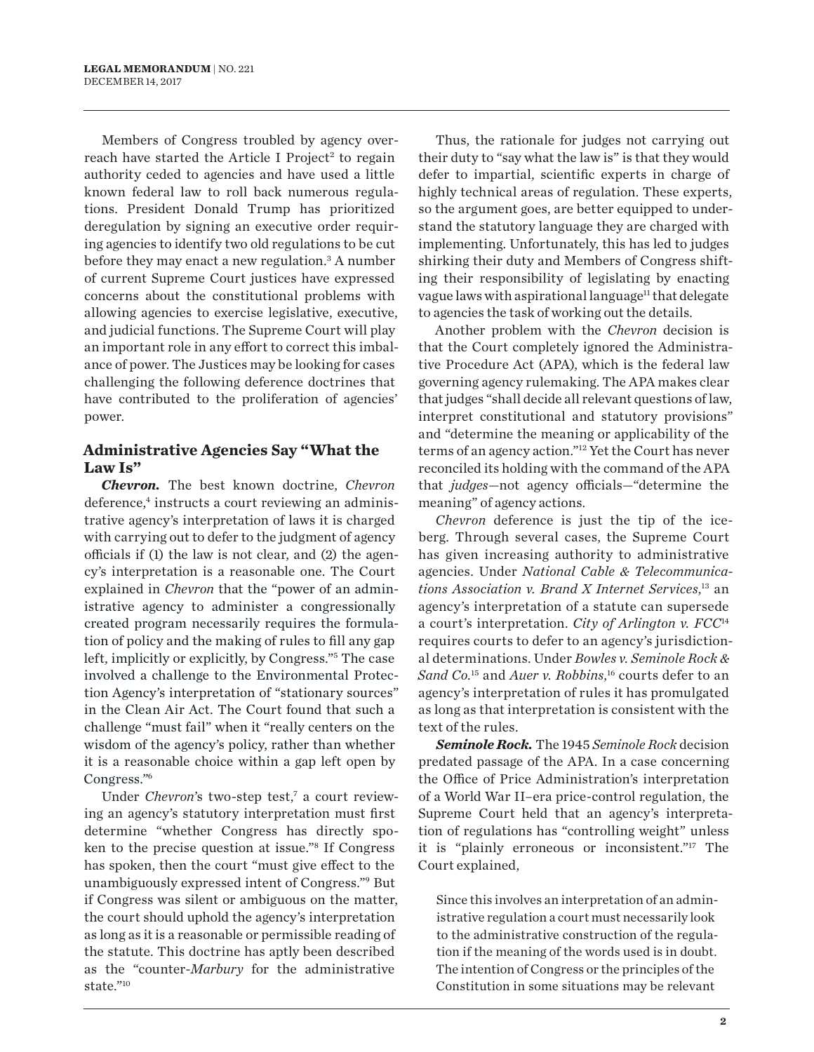Members of Congress troubled by agency overreach have started the Article I Project[2] to regain authority ceded to agencies and have used a little known federal law to roll back numerous regulations. President Donald Trump has prioritized deregulation by signing an executive order requiring agencies to identify two old regulations to be cut before they may enact a new regulation.[3] A number of current Supreme Court justices have expressed concerns about the constitutional problems with allowing agencies to exercise legislative, executive, and judicial functions. The Supreme Court will play an important role in any effort to correct this imbalance of power. The Justices may be looking for cases challenging the following deference doctrines that have contributed to the proliferation of agencies' power.

## Administrative Agencies Say "What the Law Is"

***Chevron.*** The best known doctrine, *Chevron* deference,[4] instructs a court reviewing an administrative agency's interpretation of laws it is charged with carrying out to defer to the judgment of agency officials if (1) the law is not clear, and (2) the agency's interpretation is a reasonable one. The Court explained in *Chevron* that the "power of an administrative agency to administer a congressionally created program necessarily requires the formulation of policy and the making of rules to fill any gap left, implicitly or explicitly, by Congress."[5] The case involved a challenge to the Environmental Protection Agency's interpretation of "stationary sources" in the Clean Air Act. The Court found that such a challenge "must fail" when it "really centers on the wisdom of the agency's policy, rather than whether it is a reasonable choice within a gap left open by Congress."[6]

Under *Chevron*'s two-step test,[7] a court reviewing an agency's statutory interpretation must first determine "whether Congress has directly spoken to the precise question at issue."[8] If Congress has spoken, then the court "must give effect to the unambiguously expressed intent of Congress."[9] But if Congress was silent or ambiguous on the matter, the court should uphold the agency's interpretation as long as it is a reasonable or permissible reading of the statute. This doctrine has aptly been described as the "counter-*Marbury* for the administrative state."[10]

Thus, the rationale for judges not carrying out their duty to "say what the law is" is that they would defer to impartial, scientific experts in charge of highly technical areas of regulation. These experts, so the argument goes, are better equipped to understand the statutory language they are charged with implementing. Unfortunately, this has led to judges shirking their duty and Members of Congress shifting their responsibility of legislating by enacting vague laws with aspirational language[11] that delegate to agencies the task of working out the details.

Another problem with the *Chevron* decision is that the Court completely ignored the Administrative Procedure Act (APA), which is the federal law governing agency rulemaking. The APA makes clear that judges "shall decide all relevant questions of law, interpret constitutional and statutory provisions" and "determine the meaning or applicability of the terms of an agency action."[12] Yet the Court has never reconciled its holding with the command of the APA that *judges*—not agency officials—"determine the meaning" of agency actions.

*Chevron* deference is just the tip of the iceberg. Through several cases, the Supreme Court has given increasing authority to administrative agencies. Under *National Cable & Telecommunications Association v. Brand X Internet Services,*[13] an agency's interpretation of a statute can supersede a court's interpretation. *City of Arlington v. FCC*[14] requires courts to defer to an agency's jurisdictional determinations. Under *Bowles v. Seminole Rock & Sand Co.*[15] and *Auer v. Robbins,*[16] courts defer to an agency's interpretation of rules it has promulgated as long as that interpretation is consistent with the text of the rules.

***Seminole Rock.*** The 1945 *Seminole Rock* decision predated passage of the APA. In a case concerning the Office of Price Administration's interpretation of a World War II–era price-control regulation, the Supreme Court held that an agency's interpretation of regulations has "controlling weight" unless it is "plainly erroneous or inconsistent."[17] The Court explained,

> Since this involves an interpretation of an administrative regulation a court must necessarily look to the administrative construction of the regulation if the meaning of the words used is in doubt. The intention of Congress or the principles of the Constitution in some situations may be relevant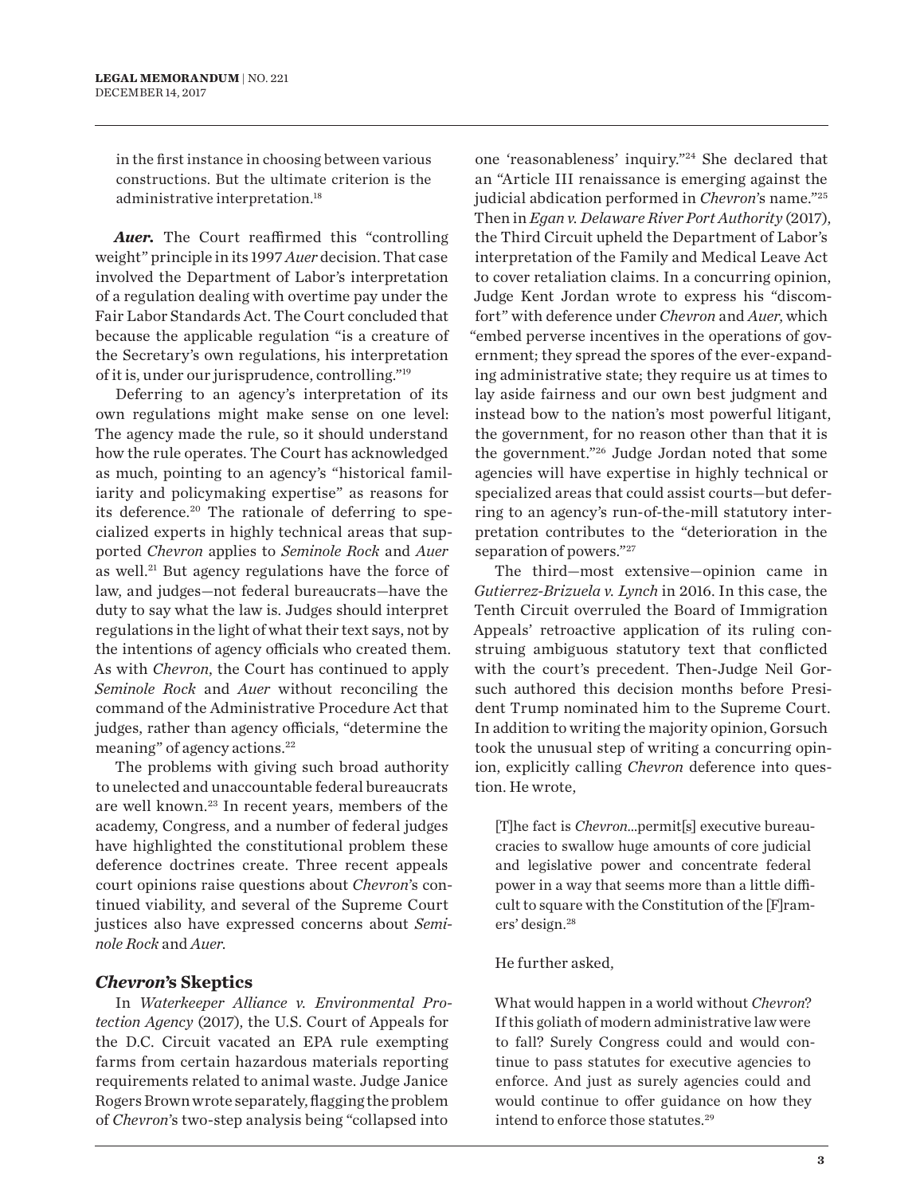> in the first instance in choosing between various constructions. But the ultimate criterion is the administrative interpretation.[18]

***Auer.*** The Court reaffirmed this "controlling weight" principle in its 1997 *Auer* decision. That case involved the Department of Labor's interpretation of a regulation dealing with overtime pay under the Fair Labor Standards Act. The Court concluded that because the applicable regulation "is a creature of the Secretary's own regulations, his interpretation of it is, under our jurisprudence, controlling."[19]

Deferring to an agency's interpretation of its own regulations might make sense on one level: The agency made the rule, so it should understand how the rule operates. The Court has acknowledged as much, pointing to an agency's "historical familiarity and policymaking expertise" as reasons for its deference.[20] The rationale of deferring to specialized experts in highly technical areas that supported *Chevron* applies to *Seminole Rock* and *Auer* as well.[21] But agency regulations have the force of law, and judges—not federal bureaucrats—have the duty to say what the law is. Judges should interpret regulations in the light of what their text says, not by the intentions of agency officials who created them. As with *Chevron*, the Court has continued to apply *Seminole Rock* and *Auer* without reconciling the command of the Administrative Procedure Act that judges, rather than agency officials, "determine the meaning" of agency actions.[22]

The problems with giving such broad authority to unelected and unaccountable federal bureaucrats are well known.[23] In recent years, members of the academy, Congress, and a number of federal judges have highlighted the constitutional problem these deference doctrines create. Three recent appeals court opinions raise questions about *Chevron*'s continued viability, and several of the Supreme Court justices also have expressed concerns about *Seminole Rock* and *Auer*.

## *Chevron*'s Skeptics

In *Waterkeeper Alliance v. Environmental Protection Agency* (2017), the U.S. Court of Appeals for the D.C. Circuit vacated an EPA rule exempting farms from certain hazardous materials reporting requirements related to animal waste. Judge Janice Rogers Brown wrote separately, flagging the problem of *Chevron*'s two-step analysis being "collapsed into one 'reasonableness' inquiry."[24] She declared that an "Article III renaissance is emerging against the judicial abdication performed in *Chevron*'s name."[25] Then in *Egan v. Delaware River Port Authority* (2017), the Third Circuit upheld the Department of Labor's interpretation of the Family and Medical Leave Act to cover retaliation claims. In a concurring opinion, Judge Kent Jordan wrote to express his "discomfort" with deference under *Chevron* and *Auer*, which "embed perverse incentives in the operations of government; they spread the spores of the ever-expanding administrative state; they require us at times to lay aside fairness and our own best judgment and instead bow to the nation's most powerful litigant, the government, for no reason other than that it is the government."[26] Judge Jordan noted that some agencies will have expertise in highly technical or specialized areas that could assist courts—but deferring to an agency's run-of-the-mill statutory interpretation contributes to the "deterioration in the separation of powers."[27]

The third—most extensive—opinion came in *Gutierrez-Brizuela v. Lynch* in 2016. In this case, the Tenth Circuit overruled the Board of Immigration Appeals' retroactive application of its ruling construing ambiguous statutory text that conflicted with the court's precedent. Then-Judge Neil Gorsuch authored this decision months before President Trump nominated him to the Supreme Court. In addition to writing the majority opinion, Gorsuch took the unusual step of writing a concurring opinion, explicitly calling *Chevron* deference into question. He wrote,

> [T]he fact is *Chevron*...permit[s] executive bureaucracies to swallow huge amounts of core judicial and legislative power and concentrate federal power in a way that seems more than a little difficult to square with the Constitution of the [F]ramers' design.[28]

He further asked,

> What would happen in a world without *Chevron*? If this goliath of modern administrative law were to fall? Surely Congress could and would continue to pass statutes for executive agencies to enforce. And just as surely agencies could and would continue to offer guidance on how they intend to enforce those statutes.[29]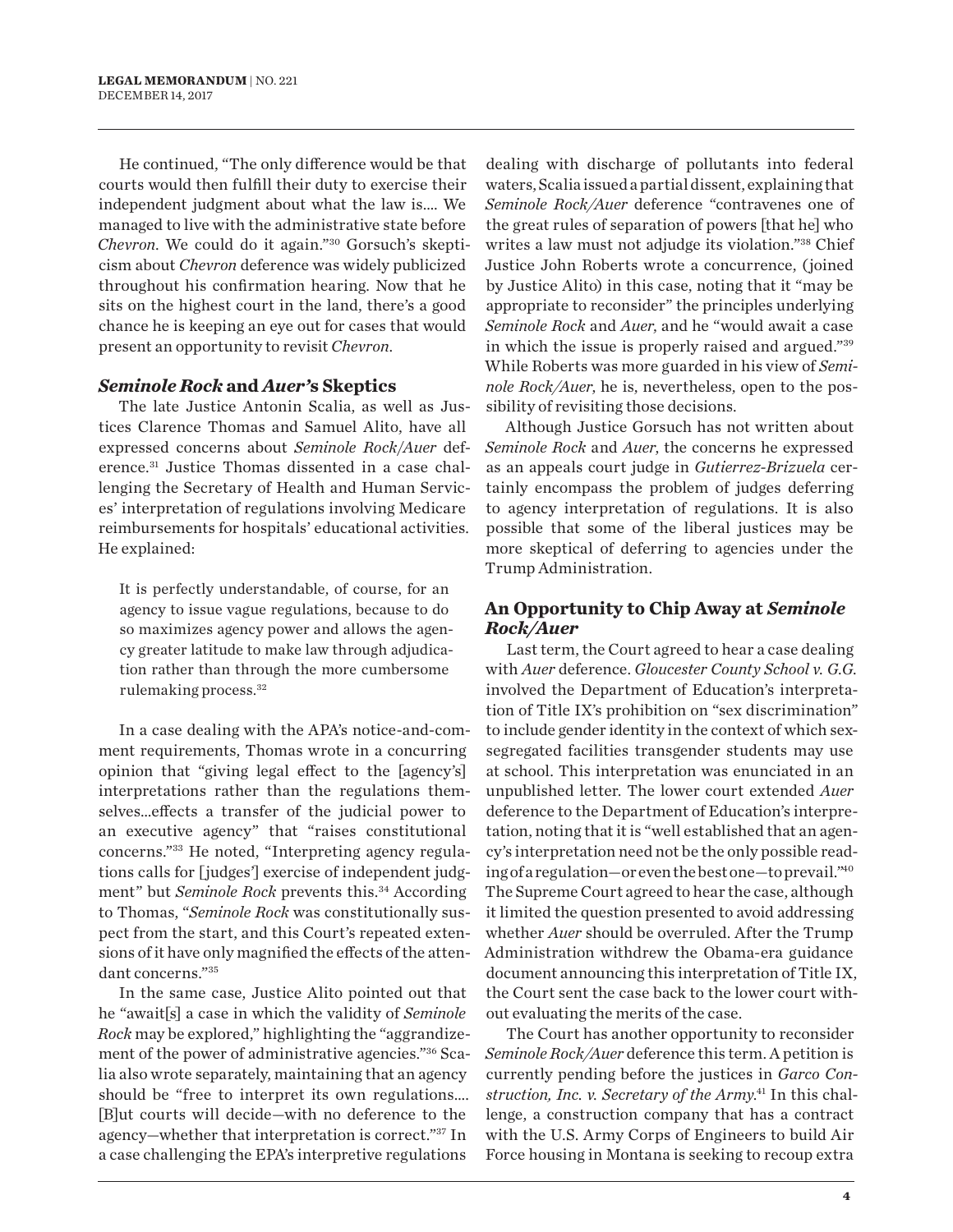He continued, "The only difference would be that courts would then fulfill their duty to exercise their independent judgment about what the law is.... We managed to live with the administrative state before *Chevron*. We could do it again."[30] Gorsuch's skepticism about *Chevron* deference was widely publicized throughout his confirmation hearing. Now that he sits on the highest court in the land, there's a good chance he is keeping an eye out for cases that would present an opportunity to revisit *Chevron*.

### *Seminole Rock* and *Auer's* Skeptics

The late Justice Antonin Scalia, as well as Justices Clarence Thomas and Samuel Alito, have all expressed concerns about *Seminole Rock/Auer* deference.[31] Justice Thomas dissented in a case challenging the Secretary of Health and Human Services' interpretation of regulations involving Medicare reimbursements for hospitals' educational activities. He explained:

> It is perfectly understandable, of course, for an agency to issue vague regulations, because to do so maximizes agency power and allows the agency greater latitude to make law through adjudication rather than through the more cumbersome rulemaking process.[32]

In a case dealing with the APA's notice-and-comment requirements, Thomas wrote in a concurring opinion that "giving legal effect to the [agency's] interpretations rather than the regulations themselves…effects a transfer of the judicial power to an executive agency" that "raises constitutional concerns."[33] He noted, "Interpreting agency regulations calls for [judges'] exercise of independent judgment" but *Seminole Rock* prevents this.[34] According to Thomas, "*Seminole Rock* was constitutionally suspect from the start, and this Court's repeated extensions of it have only magnified the effects of the attendant concerns."[35]

In the same case, Justice Alito pointed out that he "await[s] a case in which the validity of *Seminole Rock* may be explored," highlighting the "aggrandizement of the power of administrative agencies."[36] Scalia also wrote separately, maintaining that an agency should be "free to interpret its own regulations.... [B]ut courts will decide—with no deference to the agency—whether that interpretation is correct."[37] In a case challenging the EPA's interpretive regulations dealing with discharge of pollutants into federal waters, Scalia issued a partial dissent, explaining that *Seminole Rock/Auer* deference "contravenes one of the great rules of separation of powers [that he] who writes a law must not adjudge its violation."[38] Chief Justice John Roberts wrote a concurrence, (joined by Justice Alito) in this case, noting that it "may be appropriate to reconsider" the principles underlying *Seminole Rock* and *Auer*, and he "would await a case in which the issue is properly raised and argued."[39] While Roberts was more guarded in his view of *Seminole Rock/Auer*, he is, nevertheless, open to the possibility of revisiting those decisions.

Although Justice Gorsuch has not written about *Seminole Rock* and *Auer*, the concerns he expressed as an appeals court judge in *Gutierrez-Brizuela* certainly encompass the problem of judges deferring to agency interpretation of regulations. It is also possible that some of the liberal justices may be more skeptical of deferring to agencies under the Trump Administration.

### An Opportunity to Chip Away at *Seminole Rock/Auer*

Last term, the Court agreed to hear a case dealing with *Auer* deference. *Gloucester County School v. G.G.* involved the Department of Education's interpretation of Title IX's prohibition on "sex discrimination" to include gender identity in the context of which sex-segregated facilities transgender students may use at school. This interpretation was enunciated in an unpublished letter. The lower court extended *Auer* deference to the Department of Education's interpretation, noting that it is "well established that an agency's interpretation need not be the only possible reading of a regulation—or even the best one—to prevail."[40] The Supreme Court agreed to hear the case, although it limited the question presented to avoid addressing whether *Auer* should be overruled. After the Trump Administration withdrew the Obama-era guidance document announcing this interpretation of Title IX, the Court sent the case back to the lower court without evaluating the merits of the case.

The Court has another opportunity to reconsider *Seminole Rock/Auer* deference this term. A petition is currently pending before the justices in *Garco Construction, Inc. v. Secretary of the Army*.[41] In this challenge, a construction company that has a contract with the U.S. Army Corps of Engineers to build Air Force housing in Montana is seeking to recoup extra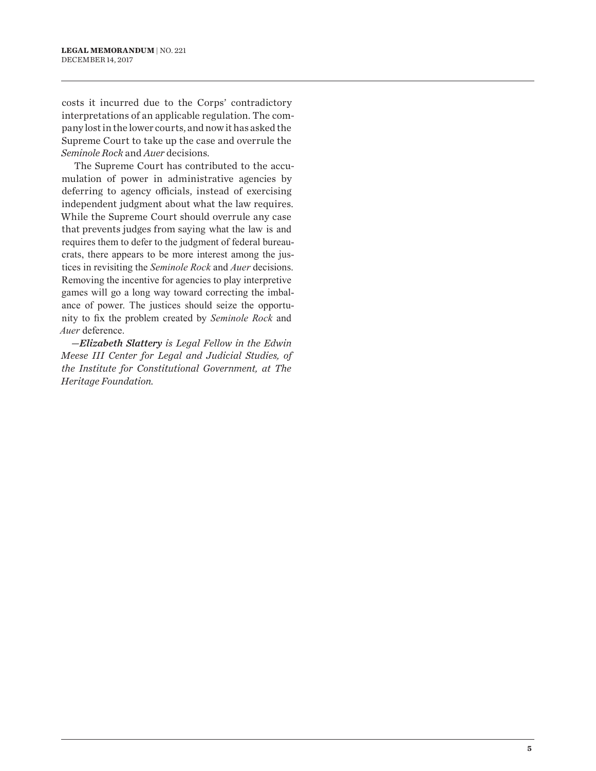costs it incurred due to the Corps' contradictory interpretations of an applicable regulation. The company lost in the lower courts, and now it has asked the Supreme Court to take up the case and overrule the *Seminole Rock* and *Auer* decisions.

The Supreme Court has contributed to the accumulation of power in administrative agencies by deferring to agency officials, instead of exercising independent judgment about what the law requires. While the Supreme Court should overrule any case that prevents judges from saying what the law is and requires them to defer to the judgment of federal bureaucrats, there appears to be more interest among the justices in revisiting the *Seminole Rock* and *Auer* decisions. Removing the incentive for agencies to play interpretive games will go a long way toward correcting the imbalance of power. The justices should seize the opportunity to fix the problem created by *Seminole Rock* and *Auer* deference.

*—**Elizabeth Slattery** is Legal Fellow in the Edwin Meese III Center for Legal and Judicial Studies, of the Institute for Constitutional Government, at The Heritage Foundation.*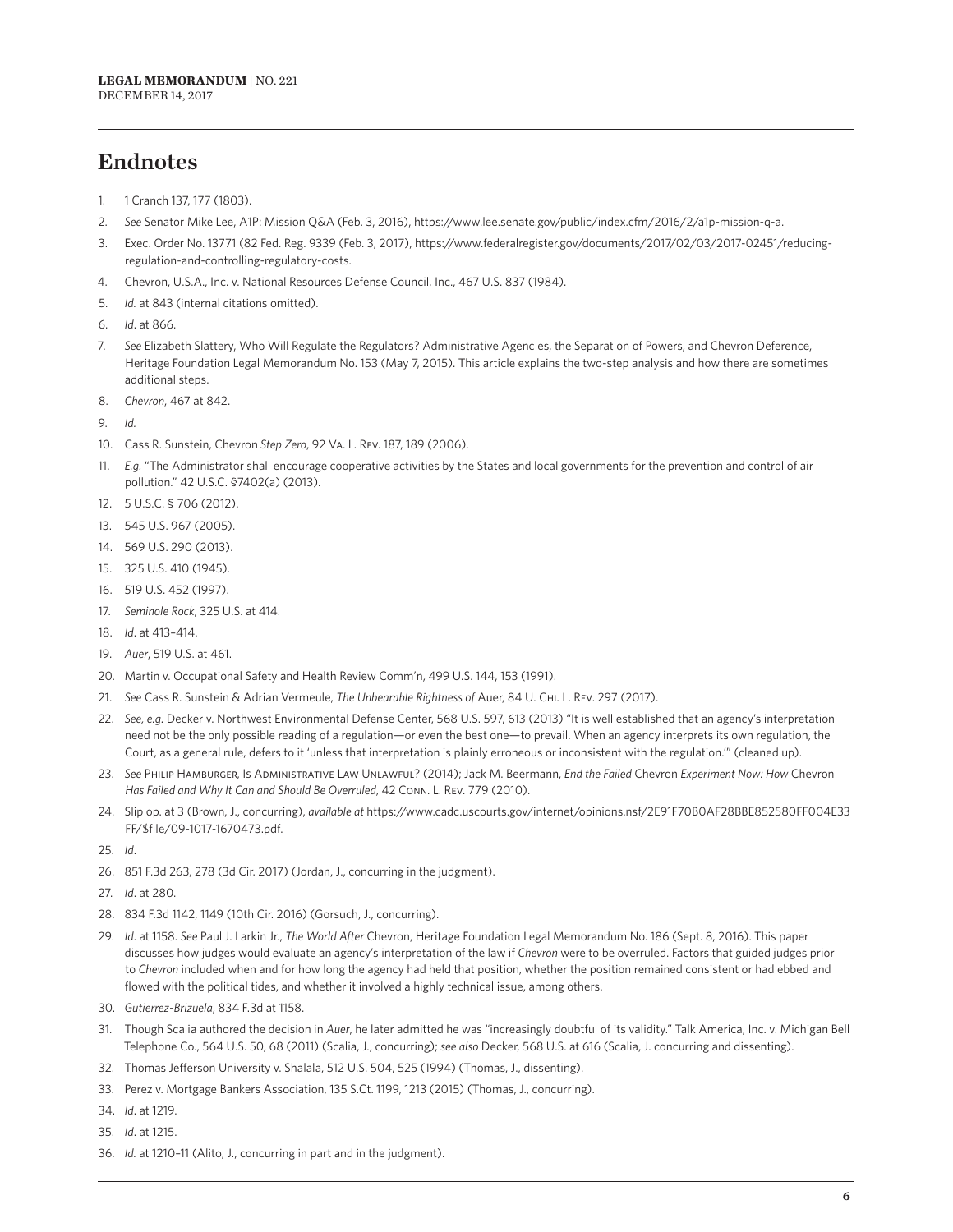## Endnotes

1. 1 Cranch 137, 177 (1803).
2. *See* Senator Mike Lee, A1P: Mission Q&A (Feb. 3, 2016), https://www.lee.senate.gov/public/index.cfm/2016/2/a1p-mission-q-a.
3. Exec. Order No. 13771 (82 Fed. Reg. 9339 (Feb. 3, 2017), https://www.federalregister.gov/documents/2017/02/03/2017-02451/reducing-regulation-and-controlling-regulatory-costs.
4. Chevron, U.S.A., Inc. v. National Resources Defense Council, Inc., 467 U.S. 837 (1984).
5. *Id.* at 843 (internal citations omitted).
6. *Id*. at 866.
7. *See* Elizabeth Slattery, Who Will Regulate the Regulators? Administrative Agencies, the Separation of Powers, and Chevron Deference, Heritage Foundation Legal Memorandum No. 153 (May 7, 2015). This article explains the two-step analysis and how there are sometimes additional steps.
8. *Chevron*, 467 at 842.
9. *Id.*
10. Cass R. Sunstein, Chevron *Step Zero*, 92 Va. L. Rev. 187, 189 (2006).
11. *E.g.* "The Administrator shall encourage cooperative activities by the States and local governments for the prevention and control of air pollution." 42 U.S.C. §7402(a) (2013).
12. 5 U.S.C. § 706 (2012).
13. 545 U.S. 967 (2005).
14. 569 U.S. 290 (2013).
15. 325 U.S. 410 (1945).
16. 519 U.S. 452 (1997).
17. *Seminole Rock*, 325 U.S. at 414.
18. *Id*. at 413–414.
19. *Auer*, 519 U.S. at 461.
20. Martin v. Occupational Safety and Health Review Comm'n, 499 U.S. 144, 153 (1991).
21. *See* Cass R. Sunstein & Adrian Vermeule, *The Unbearable Rightness of* Auer, 84 U. Chi. L. Rev. 297 (2017).
22. *See, e.g.* Decker v. Northwest Environmental Defense Center, 568 U.S. 597, 613 (2013) "It is well established that an agency's interpretation need not be the only possible reading of a regulation—or even the best one—to prevail. When an agency interprets its own regulation, the Court, as a general rule, defers to it 'unless that interpretation is plainly erroneous or inconsistent with the regulation.'" (cleaned up).
23. *See* Philip Hamburger, Is Administrative Law Unlawful? (2014); Jack M. Beermann, *End the Failed* Chevron *Experiment Now: How* Chevron *Has Failed and Why It Can and Should Be Overruled*, 42 Conn. L. Rev. 779 (2010).
24. Slip op. at 3 (Brown, J., concurring), *available at* https://www.cadc.uscourts.gov/internet/opinions.nsf/2E91F70B0AF28BBE852580FF004E33FF/$file/09-1017-1670473.pdf.
25. *Id*.
26. 851 F.3d 263, 278 (3d Cir. 2017) (Jordan, J., concurring in the judgment).
27. *Id*. at 280.
28. 834 F.3d 1142, 1149 (10th Cir. 2016) (Gorsuch, J., concurring).
29. *Id*. at 1158. *See* Paul J. Larkin Jr., *The World After* Chevron, Heritage Foundation Legal Memorandum No. 186 (Sept. 8, 2016). This paper discusses how judges would evaluate an agency's interpretation of the law if *Chevron* were to be overruled. Factors that guided judges prior to *Chevron* included when and for how long the agency had held that position, whether the position remained consistent or had ebbed and flowed with the political tides, and whether it involved a highly technical issue, among others.
30. *Gutierrez-Brizuela*, 834 F.3d at 1158.
31. Though Scalia authored the decision in *Auer*, he later admitted he was "increasingly doubtful of its validity." Talk America, Inc. v. Michigan Bell Telephone Co., 564 U.S. 50, 68 (2011) (Scalia, J., concurring); *see also* Decker, 568 U.S. at 616 (Scalia, J. concurring and dissenting).
32. Thomas Jefferson University v. Shalala, 512 U.S. 504, 525 (1994) (Thomas, J., dissenting).
33. Perez v. Mortgage Bankers Association, 135 S.Ct. 1199, 1213 (2015) (Thomas, J., concurring).
34. *Id*. at 1219.
35. *Id*. at 1215.
36. *Id.* at 1210–11 (Alito, J., concurring in part and in the judgment).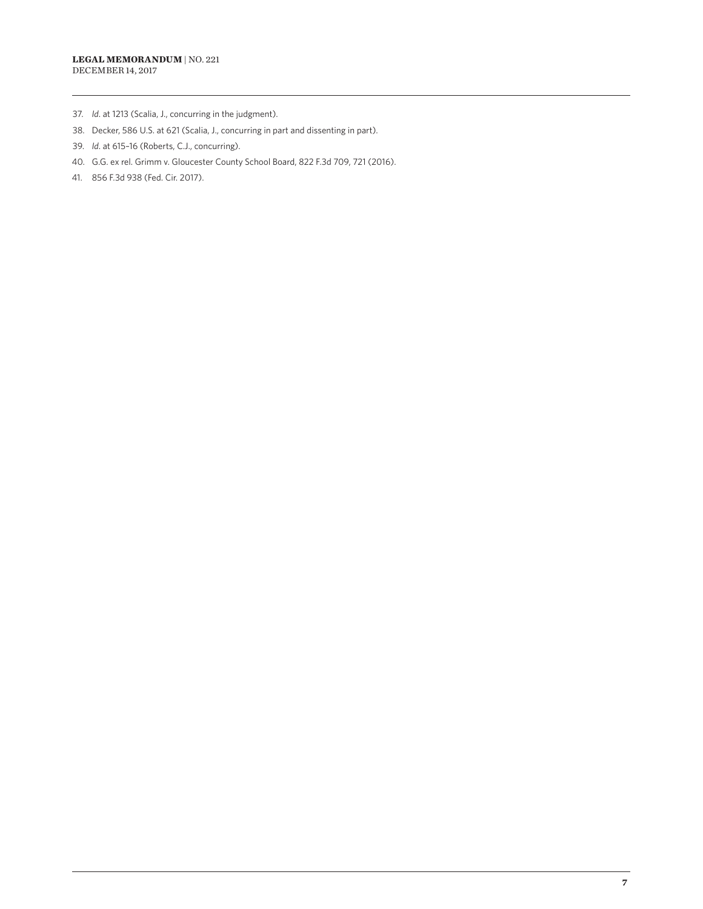37. *Id*. at 1213 (Scalia, J., concurring in the judgment).
38. Decker, 586 U.S. at 621 (Scalia, J., concurring in part and dissenting in part).
39. *Id*. at 615–16 (Roberts, C.J., concurring).
40. G.G. ex rel. Grimm v. Gloucester County School Board, 822 F.3d 709, 721 (2016).
41. 856 F.3d 938 (Fed. Cir. 2017).